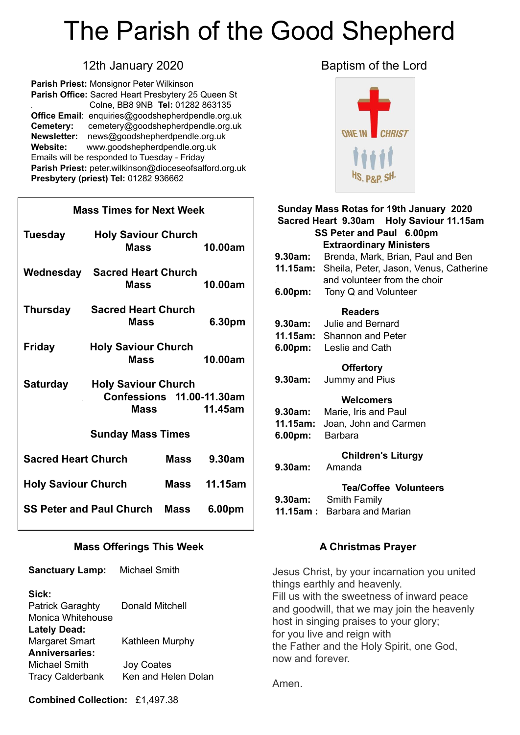# The Parish of the Good Shepherd

12th January 2020

**Parish Priest:** Monsignor Peter Wilkinson
**Parish Office:** Sacred Heart Presbytery 25 Queen St Colne, BB8 9NB **Tel:** 01282 863135
**Office Email**: enquiries@goodshepherdpendle.org.uk
**Cemetery:** cemetery@goodshepherdpendle.org.uk
**Newsletter:** news@goodshepherdpendle.org.uk
**Website:** www.goodshepherdpendle.org.uk
Emails will be responded to Tuesday - Friday
**Parish Priest:** peter.wilkinson@dioceseofsalford.org.uk
**Presbytery (priest) Tel:** 01282 936662

## Baptism of the Lord

ONE IN CHRIST
HS. P&P. SH.

### Mass Times for Next Week

| | | |
|---|---|---|
| **Tuesday** | **Holy Saviour Church** Mass | **10.00am** |
| **Wednesday** | **Sacred Heart Church** Mass | **10.00am** |
| **Thursday** | **Sacred Heart Church** Mass | **6.30pm** |
| **Friday** | **Holy Saviour Church** Mass | **10.00am** |
| **Saturday** | **Holy Saviour Church** Confessions | **11.00-11.30am** |
| | Mass | **11.45am** |

### Sunday Mass Times

| | | |
|---|---|---|
| **Sacred Heart Church** | **Mass** | **9.30am** |
| **Holy Saviour Church** | **Mass** | **11.15am** |
| **SS Peter and Paul Church** | **Mass** | **6.00pm** |

### Sunday Mass Rotas for 19th January 2020

**Sacred Heart 9.30am Holy Saviour 11.15am SS Peter and Paul 6.00pm**

**Extraordinary Ministers**

**9.30am:** Brenda, Mark, Brian, Paul and Ben
**11.15am:** Sheila, Peter, Jason, Venus, Catherine and volunteer from the choir
**6.00pm:** Tony Q and Volunteer

**Readers**

**9.30am:** Julie and Bernard
**11.15am:** Shannon and Peter
**6.00pm:** Leslie and Cath

**Offertory**

**9.30am:** Jummy and Pius

**Welcomers**

**9.30am:** Marie, Iris and Paul
**11.15am:** Joan, John and Carmen
**6.00pm:** Barbara

**Children's Liturgy**

**9.30am:** Amanda

**Tea/Coffee Volunteers**

**9.30am:** Smith Family
**11.15am :** Barbara and Marian

### Mass Offerings This Week

**Sanctuary Lamp:** Michael Smith

**Sick:**
Patrick Garaghty, Donald Mitchell, Monica Whitehouse

**Lately Dead:**
Margaret Smart, Kathleen Murphy

**Anniversaries:**
Michael Smith, Joy Coates, Tracy Calderbank, Ken and Helen Dolan

**Combined Collection:** £1,497.38

### A Christmas Prayer

Jesus Christ, by your incarnation you united things earthly and heavenly.
Fill us with the sweetness of inward peace and goodwill, that we may join the heavenly host in singing praises to your glory;
for you live and reign with
the Father and the Holy Spirit, one God, now and forever.

Amen.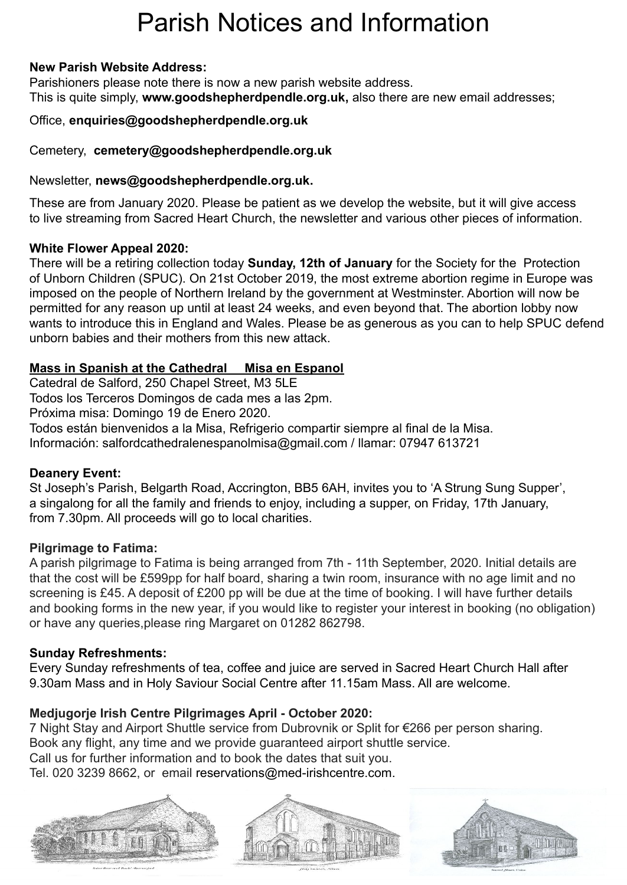# Parish Notices and Information

**New Parish Website Address:**
Parishioners please note there is now a new parish website address.
This is quite simply, **www.goodshepherdpendle.org.uk,** also there are new email addresses;

Office, **enquiries@goodshepherdpendle.org.uk**

Cemetery, **cemetery@goodshepherdpendle.org.uk**

Newsletter, **news@goodshepherdpendle.org.uk.**

These are from January 2020. Please be patient as we develop the website, but it will give access to live streaming from Sacred Heart Church, the newsletter and various other pieces of information.

**White Flower Appeal 2020:**
There will be a retiring collection today **Sunday, 12th of January** for the Society for the Protection of Unborn Children (SPUC). On 21st October 2019, the most extreme abortion regime in Europe was imposed on the people of Northern Ireland by the government at Westminster. Abortion will now be permitted for any reason up until at least 24 weeks, and even beyond that. The abortion lobby now wants to introduce this in England and Wales. Please be as generous as you can to help SPUC defend unborn babies and their mothers from this new attack.

**Mass in Spanish at the Cathedral Misa en Espanol**
Catedral de Salford, 250 Chapel Street, M3 5LE
Todos los Terceros Domingos de cada mes a las 2pm.
Próxima misa: Domingo 19 de Enero 2020.
Todos están bienvenidos a la Misa, Refrigerio compartir siempre al final de la Misa.
Información: salfordcathedralenespanolmisa@gmail.com / llamar: 07947 613721

**Deanery Event:**
St Joseph's Parish, Belgarth Road, Accrington, BB5 6AH, invites you to 'A Strung Sung Supper', a singalong for all the family and friends to enjoy, including a supper, on Friday, 17th January, from 7.30pm. All proceeds will go to local charities.

**Pilgrimage to Fatima:**
A parish pilgrimage to Fatima is being arranged from 7th - 11th September, 2020. Initial details are that the cost will be £599pp for half board, sharing a twin room, insurance with no age limit and no screening is £45. A deposit of £200 pp will be due at the time of booking. I will have further details and booking forms in the new year, if you would like to register your interest in booking (no obligation) or have any queries,please ring Margaret on 01282 862798.

**Sunday Refreshments:**
Every Sunday refreshments of tea, coffee and juice are served in Sacred Heart Church Hall after 9.30am Mass and in Holy Saviour Social Centre after 11.15am Mass. All are welcome.

**Medjugorje Irish Centre Pilgrimages April - October 2020:**
7 Night Stay and Airport Shuttle service from Dubrovnik or Split for €266 per person sharing.
Book any flight, any time and we provide guaranteed airport shuttle service.
Call us for further information and to book the dates that suit you.
Tel. 020 3239 8662, or email reservations@med-irishcentre.com.